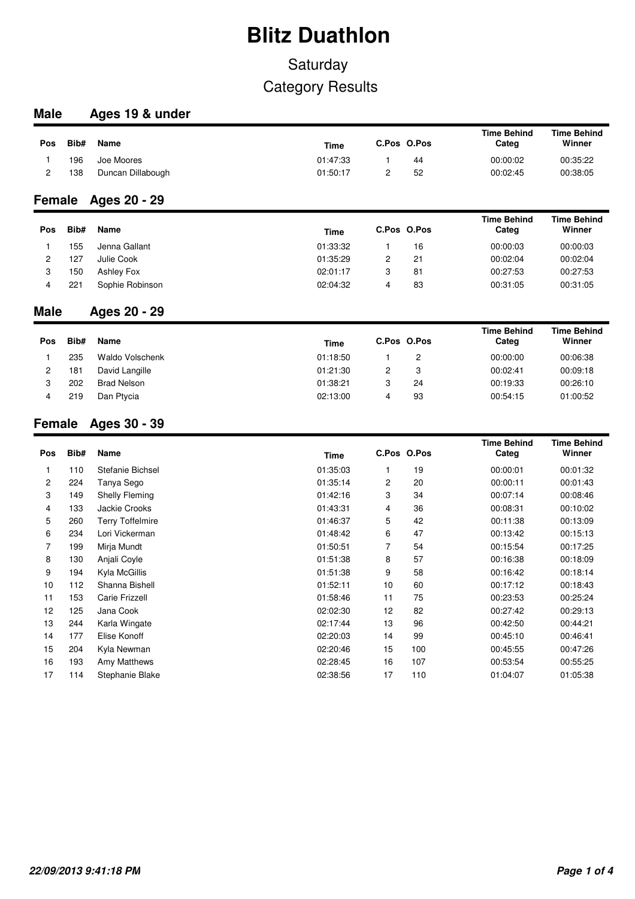# Blitz Duathlon

## Saturday

## Category Results

### Male Ages 19 & under

| Pos | Bib# | Name | Time | C.Pos | O.Pos | Time Behind Categ | Time Behind Winner |
|---|---|---|---|---|---|---|---|
| 1 | 196 | Joe Moores | 01:47:33 | 1 | 44 | 00:00:02 | 00:35:22 |
| 2 | 138 | Duncan Dillabough | 01:50:17 | 2 | 52 | 00:02:45 | 00:38:05 |

### Female Ages 20 - 29

| Pos | Bib# | Name | Time | C.Pos | O.Pos | Time Behind Categ | Time Behind Winner |
|---|---|---|---|---|---|---|---|
| 1 | 155 | Jenna Gallant | 01:33:32 | 1 | 16 | 00:00:03 | 00:00:03 |
| 2 | 127 | Julie Cook | 01:35:29 | 2 | 21 | 00:02:04 | 00:02:04 |
| 3 | 150 | Ashley Fox | 02:01:17 | 3 | 81 | 00:27:53 | 00:27:53 |
| 4 | 221 | Sophie Robinson | 02:04:32 | 4 | 83 | 00:31:05 | 00:31:05 |

### Male Ages 20 - 29

| Pos | Bib# | Name | Time | C.Pos | O.Pos | Time Behind Categ | Time Behind Winner |
|---|---|---|---|---|---|---|---|
| 1 | 235 | Waldo Volschenk | 01:18:50 | 1 | 2 | 00:00:00 | 00:06:38 |
| 2 | 181 | David Langille | 01:21:30 | 2 | 3 | 00:02:41 | 00:09:18 |
| 3 | 202 | Brad Nelson | 01:38:21 | 3 | 24 | 00:19:33 | 00:26:10 |
| 4 | 219 | Dan Ptycia | 02:13:00 | 4 | 93 | 00:54:15 | 01:00:52 |

### Female Ages 30 - 39

| Pos | Bib# | Name | Time | C.Pos | O.Pos | Time Behind Categ | Time Behind Winner |
|---|---|---|---|---|---|---|---|
| 1 | 110 | Stefanie Bichsel | 01:35:03 | 1 | 19 | 00:00:01 | 00:01:32 |
| 2 | 224 | Tanya Sego | 01:35:14 | 2 | 20 | 00:00:11 | 00:01:43 |
| 3 | 149 | Shelly Fleming | 01:42:16 | 3 | 34 | 00:07:14 | 00:08:46 |
| 4 | 133 | Jackie Crooks | 01:43:31 | 4 | 36 | 00:08:31 | 00:10:02 |
| 5 | 260 | Terry Toffelmire | 01:46:37 | 5 | 42 | 00:11:38 | 00:13:09 |
| 6 | 234 | Lori Vickerman | 01:48:42 | 6 | 47 | 00:13:42 | 00:15:13 |
| 7 | 199 | Mirja Mundt | 01:50:51 | 7 | 54 | 00:15:54 | 00:17:25 |
| 8 | 130 | Anjali Coyle | 01:51:38 | 8 | 57 | 00:16:38 | 00:18:09 |
| 9 | 194 | Kyla McGillis | 01:51:38 | 9 | 58 | 00:16:42 | 00:18:14 |
| 10 | 112 | Shanna Bishell | 01:52:11 | 10 | 60 | 00:17:12 | 00:18:43 |
| 11 | 153 | Carie Frizzell | 01:58:46 | 11 | 75 | 00:23:53 | 00:25:24 |
| 12 | 125 | Jana Cook | 02:02:30 | 12 | 82 | 00:27:42 | 00:29:13 |
| 13 | 244 | Karla Wingate | 02:17:44 | 13 | 96 | 00:42:50 | 00:44:21 |
| 14 | 177 | Elise Konoff | 02:20:03 | 14 | 99 | 00:45:10 | 00:46:41 |
| 15 | 204 | Kyla Newman | 02:20:46 | 15 | 100 | 00:45:55 | 00:47:26 |
| 16 | 193 | Amy Matthews | 02:28:45 | 16 | 107 | 00:53:54 | 00:55:25 |
| 17 | 114 | Stephanie Blake | 02:38:56 | 17 | 110 | 01:04:07 | 01:05:38 |

*22/09/2013 9:41:18 PM*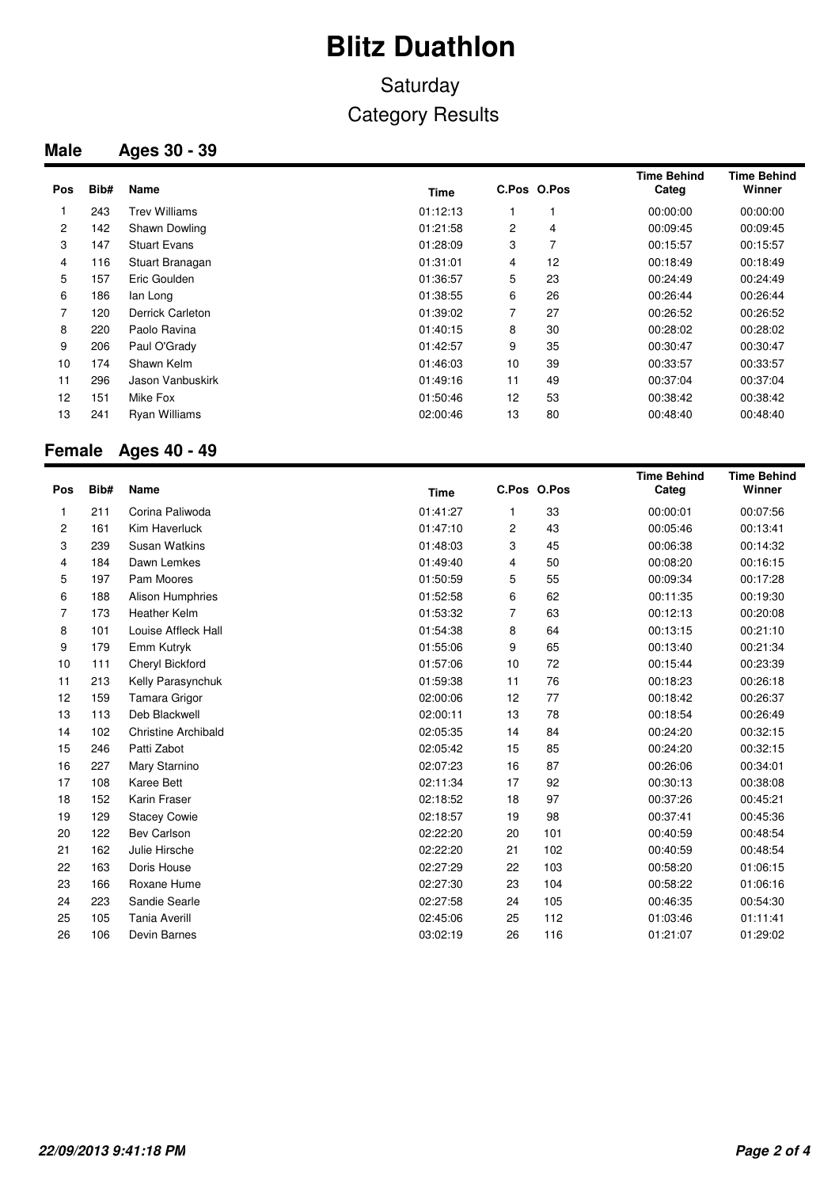# Blitz Duathlon

Saturday

Category Results

## Male Ages 30 - 39

| Pos | Bib# | Name | Time | C.Pos | O.Pos | Time Behind Categ | Time Behind Winner |
|---|---|---|---|---|---|---|---|
| 1 | 243 | Trev Williams | 01:12:13 | 1 | 1 | 00:00:00 | 00:00:00 |
| 2 | 142 | Shawn Dowling | 01:21:58 | 2 | 4 | 00:09:45 | 00:09:45 |
| 3 | 147 | Stuart Evans | 01:28:09 | 3 | 7 | 00:15:57 | 00:15:57 |
| 4 | 116 | Stuart Branagan | 01:31:01 | 4 | 12 | 00:18:49 | 00:18:49 |
| 5 | 157 | Eric Goulden | 01:36:57 | 5 | 23 | 00:24:49 | 00:24:49 |
| 6 | 186 | Ian Long | 01:38:55 | 6 | 26 | 00:26:44 | 00:26:44 |
| 7 | 120 | Derrick Carleton | 01:39:02 | 7 | 27 | 00:26:52 | 00:26:52 |
| 8 | 220 | Paolo Ravina | 01:40:15 | 8 | 30 | 00:28:02 | 00:28:02 |
| 9 | 206 | Paul O'Grady | 01:42:57 | 9 | 35 | 00:30:47 | 00:30:47 |
| 10 | 174 | Shawn Kelm | 01:46:03 | 10 | 39 | 00:33:57 | 00:33:57 |
| 11 | 296 | Jason Vanbuskirk | 01:49:16 | 11 | 49 | 00:37:04 | 00:37:04 |
| 12 | 151 | Mike Fox | 01:50:46 | 12 | 53 | 00:38:42 | 00:38:42 |
| 13 | 241 | Ryan Williams | 02:00:46 | 13 | 80 | 00:48:40 | 00:48:40 |

## Female Ages 40 - 49

| Pos | Bib# | Name | Time | C.Pos | O.Pos | Time Behind Categ | Time Behind Winner |
|---|---|---|---|---|---|---|---|
| 1 | 211 | Corina Paliwoda | 01:41:27 | 1 | 33 | 00:00:01 | 00:07:56 |
| 2 | 161 | Kim Haverluck | 01:47:10 | 2 | 43 | 00:05:46 | 00:13:41 |
| 3 | 239 | Susan Watkins | 01:48:03 | 3 | 45 | 00:06:38 | 00:14:32 |
| 4 | 184 | Dawn Lemkes | 01:49:40 | 4 | 50 | 00:08:20 | 00:16:15 |
| 5 | 197 | Pam Moores | 01:50:59 | 5 | 55 | 00:09:34 | 00:17:28 |
| 6 | 188 | Alison Humphries | 01:52:58 | 6 | 62 | 00:11:35 | 00:19:30 |
| 7 | 173 | Heather Kelm | 01:53:32 | 7 | 63 | 00:12:13 | 00:20:08 |
| 8 | 101 | Louise Affleck Hall | 01:54:38 | 8 | 64 | 00:13:15 | 00:21:10 |
| 9 | 179 | Emm Kutryk | 01:55:06 | 9 | 65 | 00:13:40 | 00:21:34 |
| 10 | 111 | Cheryl Bickford | 01:57:06 | 10 | 72 | 00:15:44 | 00:23:39 |
| 11 | 213 | Kelly Parasynchuk | 01:59:38 | 11 | 76 | 00:18:23 | 00:26:18 |
| 12 | 159 | Tamara Grigor | 02:00:06 | 12 | 77 | 00:18:42 | 00:26:37 |
| 13 | 113 | Deb Blackwell | 02:00:11 | 13 | 78 | 00:18:54 | 00:26:49 |
| 14 | 102 | Christine Archibald | 02:05:35 | 14 | 84 | 00:24:20 | 00:32:15 |
| 15 | 246 | Patti Zabot | 02:05:42 | 15 | 85 | 00:24:20 | 00:32:15 |
| 16 | 227 | Mary Starnino | 02:07:23 | 16 | 87 | 00:26:06 | 00:34:01 |
| 17 | 108 | Karee Bett | 02:11:34 | 17 | 92 | 00:30:13 | 00:38:08 |
| 18 | 152 | Karin Fraser | 02:18:52 | 18 | 97 | 00:37:26 | 00:45:21 |
| 19 | 129 | Stacey Cowie | 02:18:57 | 19 | 98 | 00:37:41 | 00:45:36 |
| 20 | 122 | Bev Carlson | 02:22:20 | 20 | 101 | 00:40:59 | 00:48:54 |
| 21 | 162 | Julie Hirsche | 02:22:20 | 21 | 102 | 00:40:59 | 00:48:54 |
| 22 | 163 | Doris House | 02:27:29 | 22 | 103 | 00:58:20 | 01:06:15 |
| 23 | 166 | Roxane Hume | 02:27:30 | 23 | 104 | 00:58:22 | 01:06:16 |
| 24 | 223 | Sandie Searle | 02:27:58 | 24 | 105 | 00:46:35 | 00:54:30 |
| 25 | 105 | Tania Averill | 02:45:06 | 25 | 112 | 01:03:46 | 01:11:41 |
| 26 | 106 | Devin Barnes | 03:02:19 | 26 | 116 | 01:21:07 | 01:29:02 |

*22/09/2013 9:41:18 PM*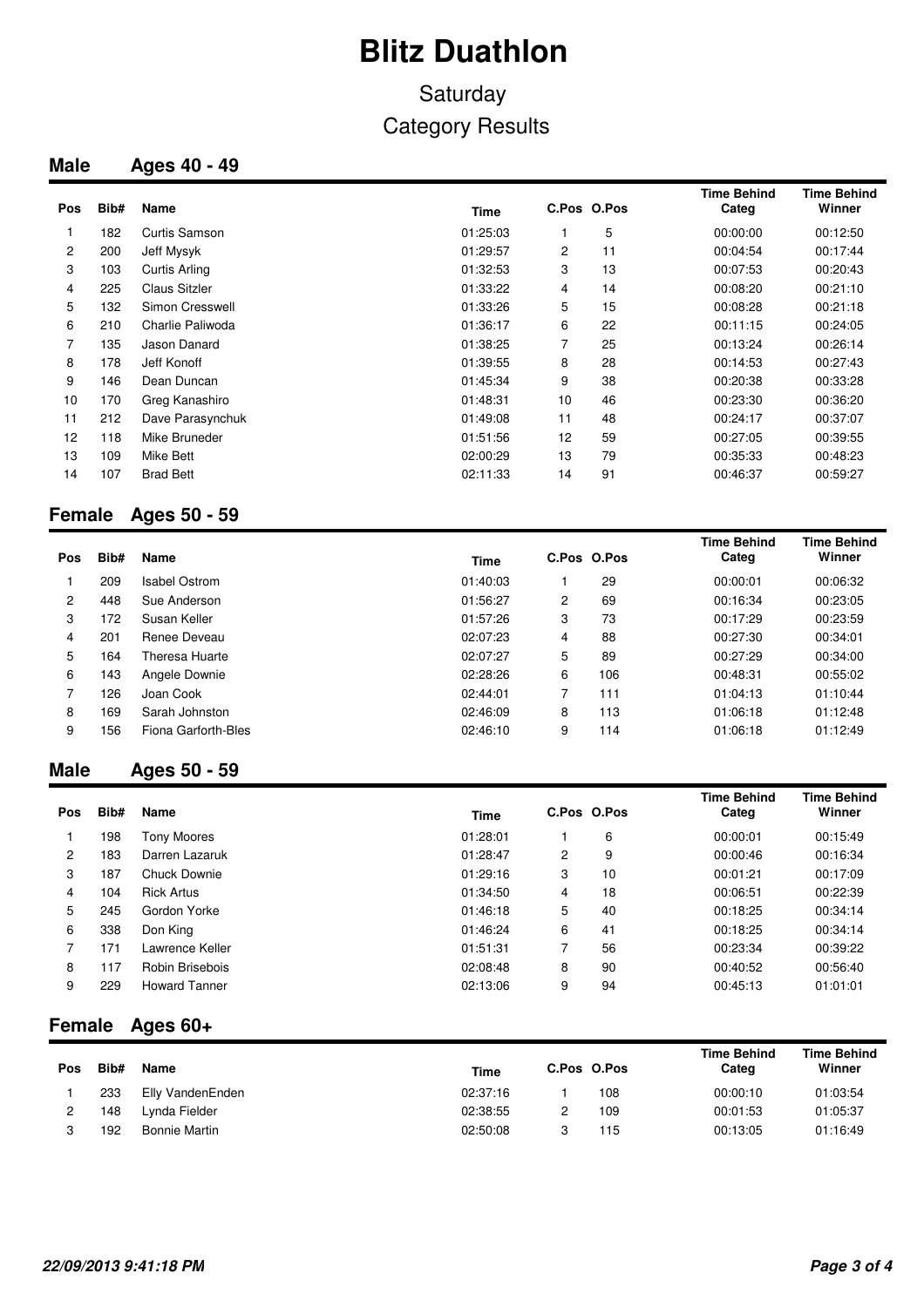# Blitz Duathlon

## Saturday

## Category Results

### Male Ages 40 - 49

| Pos | Bib# | Name | Time | C.Pos | O.Pos | Time Behind Categ | Time Behind Winner |
|---|---|---|---|---|---|---|---|
| 1 | 182 | Curtis Samson | 01:25:03 | 1 | 5 | 00:00:00 | 00:12:50 |
| 2 | 200 | Jeff Mysyk | 01:29:57 | 2 | 11 | 00:04:54 | 00:17:44 |
| 3 | 103 | Curtis Arling | 01:32:53 | 3 | 13 | 00:07:53 | 00:20:43 |
| 4 | 225 | Claus Sitzler | 01:33:22 | 4 | 14 | 00:08:20 | 00:21:10 |
| 5 | 132 | Simon Cresswell | 01:33:26 | 5 | 15 | 00:08:28 | 00:21:18 |
| 6 | 210 | Charlie Paliwoda | 01:36:17 | 6 | 22 | 00:11:15 | 00:24:05 |
| 7 | 135 | Jason Danard | 01:38:25 | 7 | 25 | 00:13:24 | 00:26:14 |
| 8 | 178 | Jeff Konoff | 01:39:55 | 8 | 28 | 00:14:53 | 00:27:43 |
| 9 | 146 | Dean Duncan | 01:45:34 | 9 | 38 | 00:20:38 | 00:33:28 |
| 10 | 170 | Greg Kanashiro | 01:48:31 | 10 | 46 | 00:23:30 | 00:36:20 |
| 11 | 212 | Dave Parasynchuk | 01:49:08 | 11 | 48 | 00:24:17 | 00:37:07 |
| 12 | 118 | Mike Bruneder | 01:51:56 | 12 | 59 | 00:27:05 | 00:39:55 |
| 13 | 109 | Mike Bett | 02:00:29 | 13 | 79 | 00:35:33 | 00:48:23 |
| 14 | 107 | Brad Bett | 02:11:33 | 14 | 91 | 00:46:37 | 00:59:27 |

### Female Ages 50 - 59

| Pos | Bib# | Name | Time | C.Pos | O.Pos | Time Behind Categ | Time Behind Winner |
|---|---|---|---|---|---|---|---|
| 1 | 209 | Isabel Ostrom | 01:40:03 | 1 | 29 | 00:00:01 | 00:06:32 |
| 2 | 448 | Sue Anderson | 01:56:27 | 2 | 69 | 00:16:34 | 00:23:05 |
| 3 | 172 | Susan Keller | 01:57:26 | 3 | 73 | 00:17:29 | 00:23:59 |
| 4 | 201 | Renee Deveau | 02:07:23 | 4 | 88 | 00:27:30 | 00:34:01 |
| 5 | 164 | Theresa Huarte | 02:07:27 | 5 | 89 | 00:27:29 | 00:34:00 |
| 6 | 143 | Angele Downie | 02:28:26 | 6 | 106 | 00:48:31 | 00:55:02 |
| 7 | 126 | Joan Cook | 02:44:01 | 7 | 111 | 01:04:13 | 01:10:44 |
| 8 | 169 | Sarah Johnston | 02:46:09 | 8 | 113 | 01:06:18 | 01:12:48 |
| 9 | 156 | Fiona Garforth-Bles | 02:46:10 | 9 | 114 | 01:06:18 | 01:12:49 |

### Male Ages 50 - 59

| Pos | Bib# | Name | Time | C.Pos | O.Pos | Time Behind Categ | Time Behind Winner |
|---|---|---|---|---|---|---|---|
| 1 | 198 | Tony Moores | 01:28:01 | 1 | 6 | 00:00:01 | 00:15:49 |
| 2 | 183 | Darren Lazaruk | 01:28:47 | 2 | 9 | 00:00:46 | 00:16:34 |
| 3 | 187 | Chuck Downie | 01:29:16 | 3 | 10 | 00:01:21 | 00:17:09 |
| 4 | 104 | Rick Artus | 01:34:50 | 4 | 18 | 00:06:51 | 00:22:39 |
| 5 | 245 | Gordon Yorke | 01:46:18 | 5 | 40 | 00:18:25 | 00:34:14 |
| 6 | 338 | Don King | 01:46:24 | 6 | 41 | 00:18:25 | 00:34:14 |
| 7 | 171 | Lawrence Keller | 01:51:31 | 7 | 56 | 00:23:34 | 00:39:22 |
| 8 | 117 | Robin Brisebois | 02:08:48 | 8 | 90 | 00:40:52 | 00:56:40 |
| 9 | 229 | Howard Tanner | 02:13:06 | 9 | 94 | 00:45:13 | 01:01:01 |

### Female Ages 60+

| Pos | Bib# | Name | Time | C.Pos | O.Pos | Time Behind Categ | Time Behind Winner |
|---|---|---|---|---|---|---|---|
| 1 | 233 | Elly VandenEnden | 02:37:16 | 1 | 108 | 00:00:10 | 01:03:54 |
| 2 | 148 | Lynda Fielder | 02:38:55 | 2 | 109 | 00:01:53 | 01:05:37 |
| 3 | 192 | Bonnie Martin | 02:50:08 | 3 | 115 | 00:13:05 | 01:16:49 |

*22/09/2013 9:41:18 PM*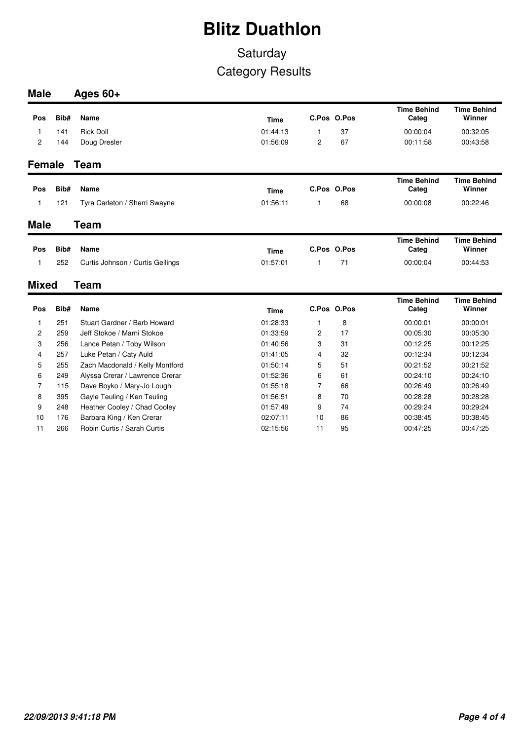# Blitz Duathlon

Saturday

Category Results

## Male Ages 60+

| Pos | Bib# | Name | Time | C.Pos | O.Pos | Time Behind Categ | Time Behind Winner |
|---|---|---|---|---|---|---|---|
| 1 | 141 | Rick Doll | 01:44:13 | 1 | 37 | 00:00:04 | 00:32:05 |
| 2 | 144 | Doug Dresler | 01:56:09 | 2 | 67 | 00:11:58 | 00:43:58 |

## Female Team

| Pos | Bib# | Name | Time | C.Pos | O.Pos | Time Behind Categ | Time Behind Winner |
|---|---|---|---|---|---|---|---|
| 1 | 121 | Tyra Carleton / Sherri Swayne | 01:56:11 | 1 | 68 | 00:00:08 | 00:22:46 |

## Male Team

| Pos | Bib# | Name | Time | C.Pos | O.Pos | Time Behind Categ | Time Behind Winner |
|---|---|---|---|---|---|---|---|
| 1 | 252 | Curtis Johnson / Curtis Gellings | 01:57:01 | 1 | 71 | 00:00:04 | 00:44:53 |

## Mixed Team

| Pos | Bib# | Name | Time | C.Pos | O.Pos | Time Behind Categ | Time Behind Winner |
|---|---|---|---|---|---|---|---|
| 1 | 251 | Stuart Gardner / Barb Howard | 01:28:33 | 1 | 8 | 00:00:01 | 00:00:01 |
| 2 | 259 | Jeff Stokoe / Marni Stokoe | 01:33:59 | 2 | 17 | 00:05:30 | 00:05:30 |
| 3 | 256 | Lance Petan / Toby Wilson | 01:40:56 | 3 | 31 | 00:12:25 | 00:12:25 |
| 4 | 257 | Luke Petan / Caty Auld | 01:41:05 | 4 | 32 | 00:12:34 | 00:12:34 |
| 5 | 255 | Zach Macdonald / Kelly Montford | 01:50:14 | 5 | 51 | 00:21:52 | 00:21:52 |
| 6 | 249 | Alyssa Crerar / Lawrence Crerar | 01:52:36 | 6 | 61 | 00:24:10 | 00:24:10 |
| 7 | 115 | Dave Boyko / Mary-Jo Lough | 01:55:18 | 7 | 66 | 00:26:49 | 00:26:49 |
| 8 | 395 | Gayle Teuling / Ken Teuling | 01:56:51 | 8 | 70 | 00:28:28 | 00:28:28 |
| 9 | 248 | Heather Cooley / Chad Cooley | 01:57:49 | 9 | 74 | 00:29:24 | 00:29:24 |
| 10 | 176 | Barbara King / Ken Crerar | 02:07:11 | 10 | 86 | 00:38:45 | 00:38:45 |
| 11 | 266 | Robin Curtis / Sarah Curtis | 02:15:56 | 11 | 95 | 00:47:25 | 00:47:25 |

*22/09/2013 9:41:18 PM*